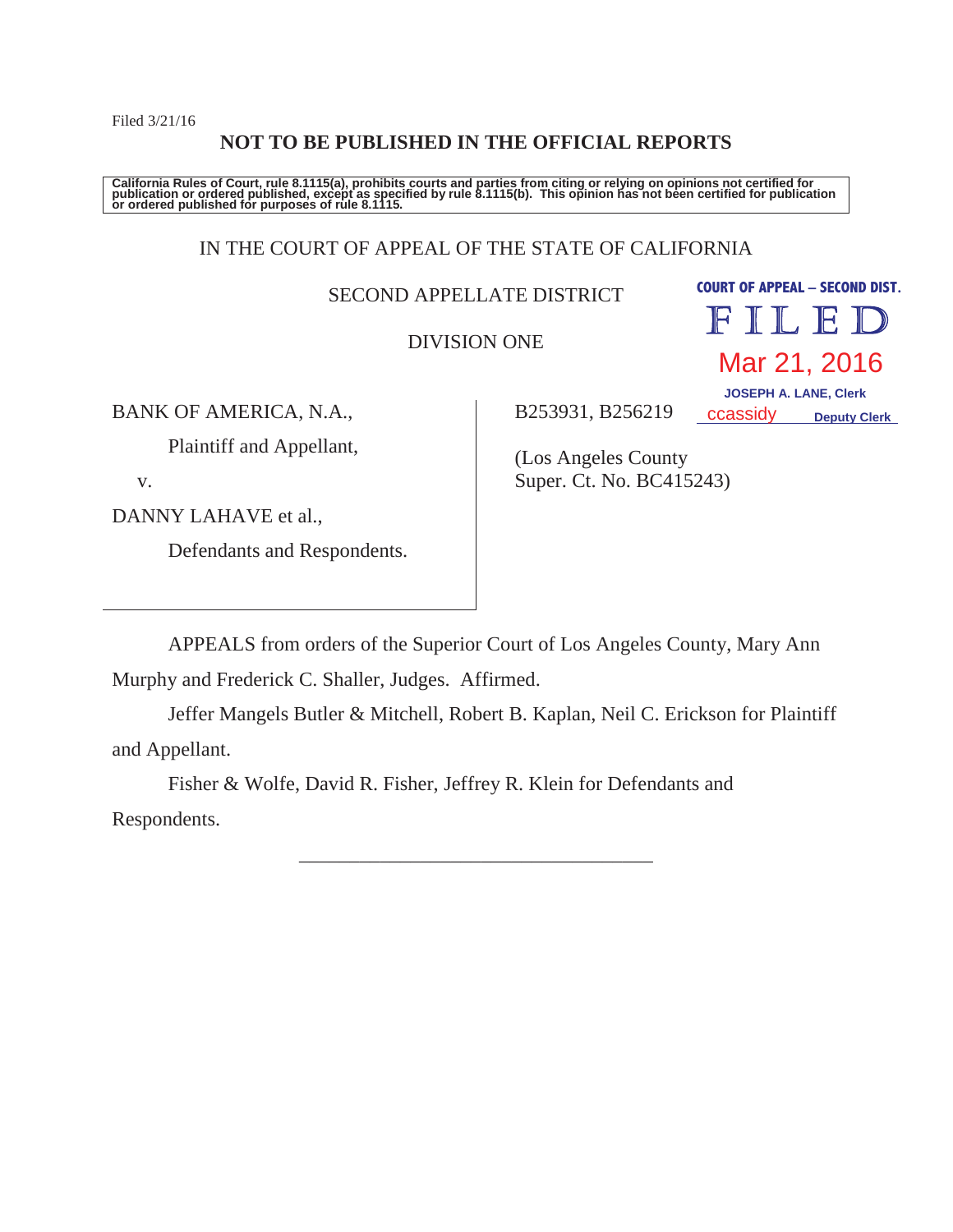Filed 3/21/16

**NOT TO BE PUBLISHED IN THE OFFICIAL REPORTS**

California Rules of Court, rule 8.1115(a), prohibits courts and parties from citing or relying on opinions not certified for publication or ordered published, except as specified by rule 8.1115(b). This opinion has not been certified for publication or ordered published for purposes of rule 8.1115.

IN THE COURT OF APPEAL OF THE STATE OF CALIFORNIA

SECOND APPELLATE DISTRICT

DIVISION ONE

COURT OF APPEAL – SECOND DIST.
FILED
Mar 21, 2016
JOSEPH A. LANE, Clerk
ccassidy Deputy Clerk

BANK OF AMERICA, N.A.,

Plaintiff and Appellant,

v.

DANNY LAHAVE et al.,

Defendants and Respondents.

B253931, B256219

(Los Angeles County Super. Ct. No. BC415243)

APPEALS from orders of the Superior Court of Los Angeles County, Mary Ann Murphy and Frederick C. Shaller, Judges. Affirmed.

Jeffer Mangels Butler & Mitchell, Robert B. Kaplan, Neil C. Erickson for Plaintiff and Appellant.

Fisher & Wolfe, David R. Fisher, Jeffrey R. Klein for Defendants and Respondents.

______________________________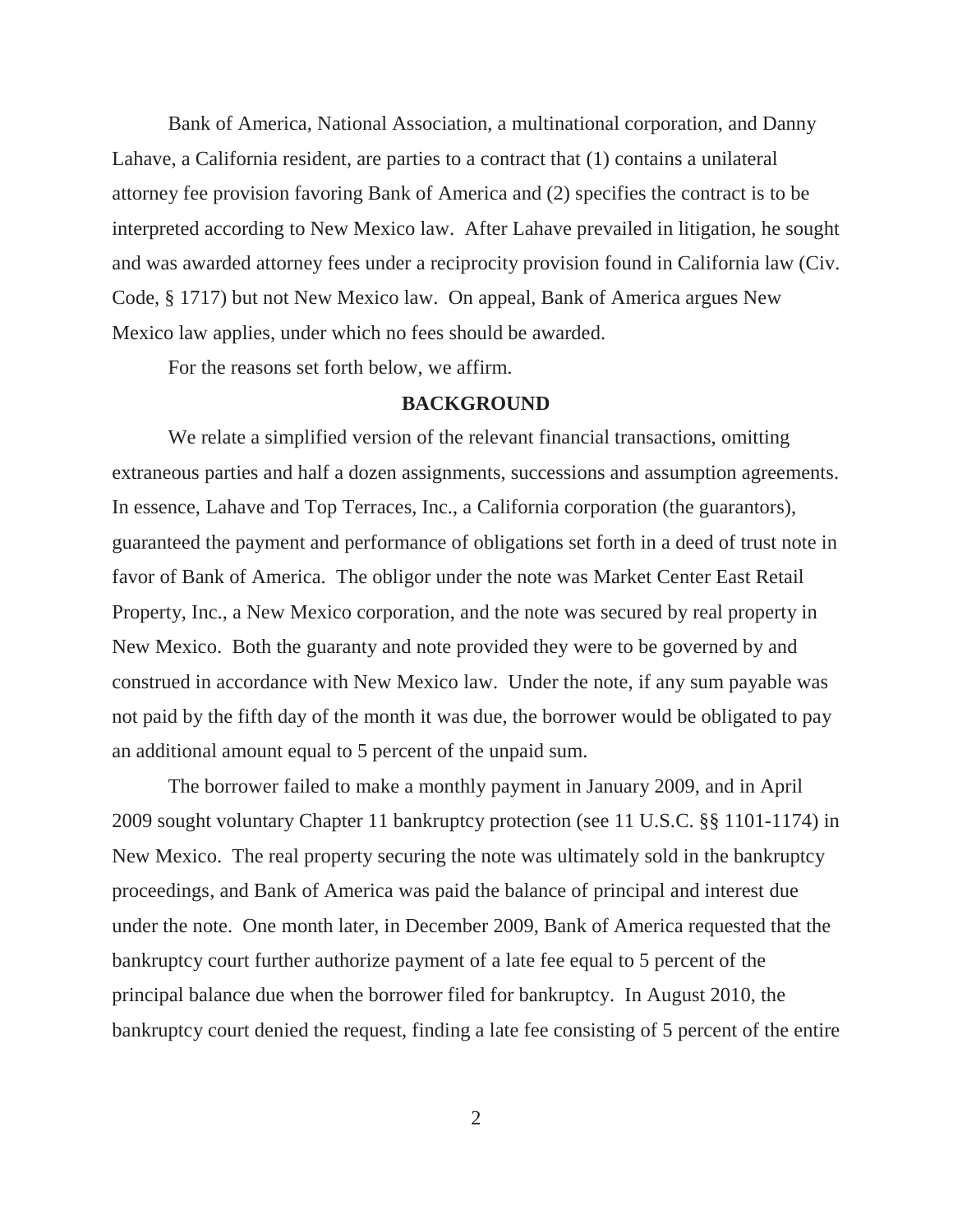Bank of America, National Association, a multinational corporation, and Danny Lahave, a California resident, are parties to a contract that (1) contains a unilateral attorney fee provision favoring Bank of America and (2) specifies the contract is to be interpreted according to New Mexico law. After Lahave prevailed in litigation, he sought and was awarded attorney fees under a reciprocity provision found in California law (Civ. Code, § 1717) but not New Mexico law. On appeal, Bank of America argues New Mexico law applies, under which no fees should be awarded.

For the reasons set forth below, we affirm.

## BACKGROUND

We relate a simplified version of the relevant financial transactions, omitting extraneous parties and half a dozen assignments, successions and assumption agreements. In essence, Lahave and Top Terraces, Inc., a California corporation (the guarantors), guaranteed the payment and performance of obligations set forth in a deed of trust note in favor of Bank of America. The obligor under the note was Market Center East Retail Property, Inc., a New Mexico corporation, and the note was secured by real property in New Mexico. Both the guaranty and note provided they were to be governed by and construed in accordance with New Mexico law. Under the note, if any sum payable was not paid by the fifth day of the month it was due, the borrower would be obligated to pay an additional amount equal to 5 percent of the unpaid sum.

The borrower failed to make a monthly payment in January 2009, and in April 2009 sought voluntary Chapter 11 bankruptcy protection (see 11 U.S.C. §§ 1101-1174) in New Mexico. The real property securing the note was ultimately sold in the bankruptcy proceedings, and Bank of America was paid the balance of principal and interest due under the note. One month later, in December 2009, Bank of America requested that the bankruptcy court further authorize payment of a late fee equal to 5 percent of the principal balance due when the borrower filed for bankruptcy. In August 2010, the bankruptcy court denied the request, finding a late fee consisting of 5 percent of the entire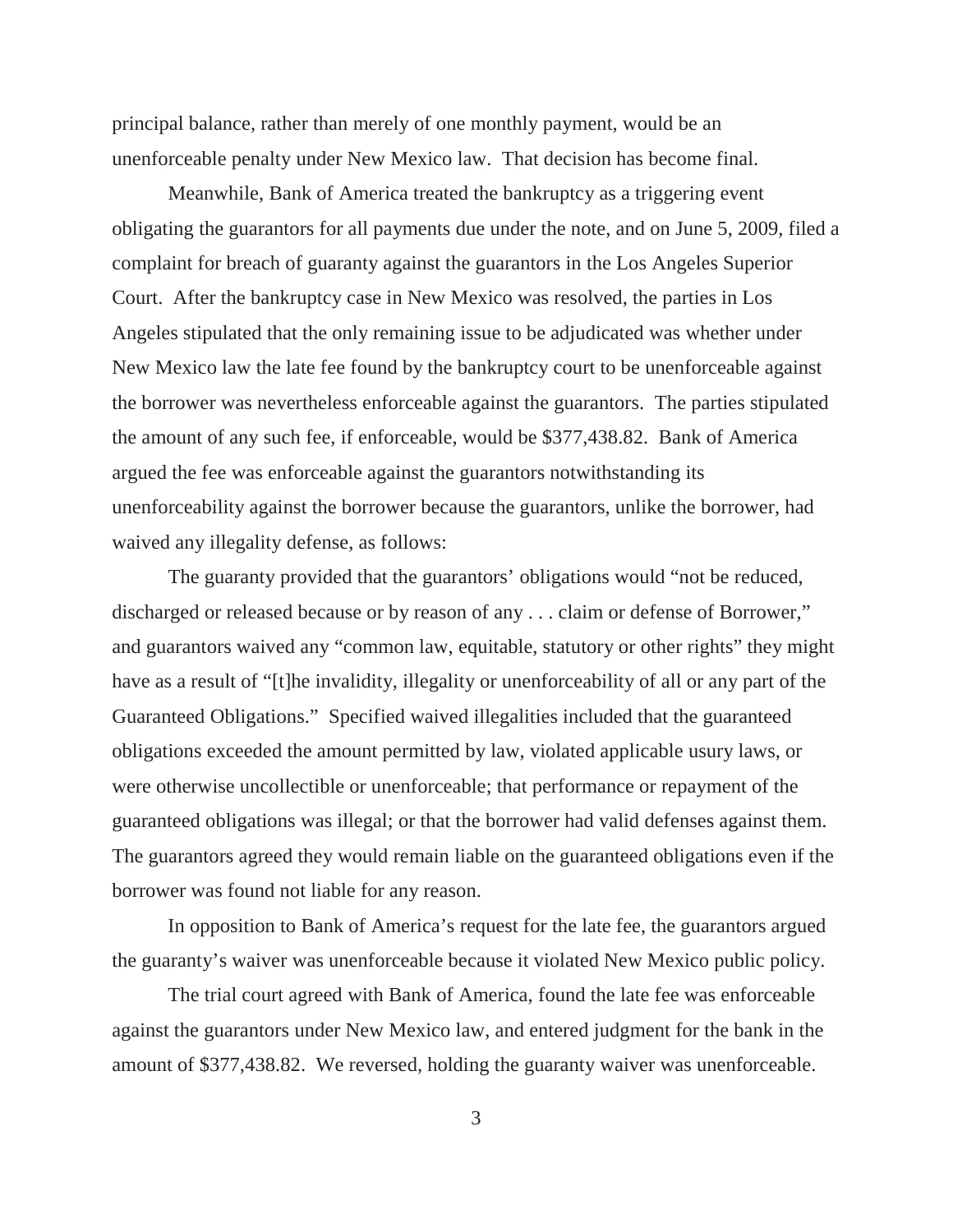principal balance, rather than merely of one monthly payment, would be an unenforceable penalty under New Mexico law. That decision has become final.

Meanwhile, Bank of America treated the bankruptcy as a triggering event obligating the guarantors for all payments due under the note, and on June 5, 2009, filed a complaint for breach of guaranty against the guarantors in the Los Angeles Superior Court. After the bankruptcy case in New Mexico was resolved, the parties in Los Angeles stipulated that the only remaining issue to be adjudicated was whether under New Mexico law the late fee found by the bankruptcy court to be unenforceable against the borrower was nevertheless enforceable against the guarantors. The parties stipulated the amount of any such fee, if enforceable, would be $377,438.82. Bank of America argued the fee was enforceable against the guarantors notwithstanding its unenforceability against the borrower because the guarantors, unlike the borrower, had waived any illegality defense, as follows:

The guaranty provided that the guarantors' obligations would "not be reduced, discharged or released because or by reason of any . . . claim or defense of Borrower," and guarantors waived any "common law, equitable, statutory or other rights" they might have as a result of "[t]he invalidity, illegality or unenforceability of all or any part of the Guaranteed Obligations." Specified waived illegalities included that the guaranteed obligations exceeded the amount permitted by law, violated applicable usury laws, or were otherwise uncollectible or unenforceable; that performance or repayment of the guaranteed obligations was illegal; or that the borrower had valid defenses against them. The guarantors agreed they would remain liable on the guaranteed obligations even if the borrower was found not liable for any reason.

In opposition to Bank of America's request for the late fee, the guarantors argued the guaranty's waiver was unenforceable because it violated New Mexico public policy.

The trial court agreed with Bank of America, found the late fee was enforceable against the guarantors under New Mexico law, and entered judgment for the bank in the amount of $377,438.82. We reversed, holding the guaranty waiver was unenforceable.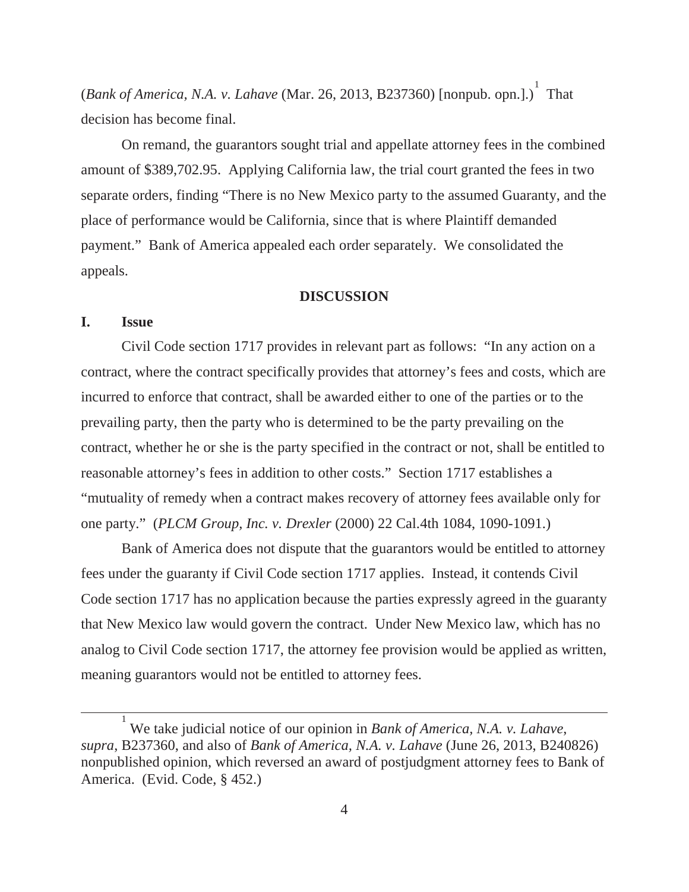(*Bank of America, N.A. v. Lahave* (Mar. 26, 2013, B237360) [nonpub. opn.].)[1] That decision has become final.

On remand, the guarantors sought trial and appellate attorney fees in the combined amount of $389,702.95. Applying California law, the trial court granted the fees in two separate orders, finding "There is no New Mexico party to the assumed Guaranty, and the place of performance would be California, since that is where Plaintiff demanded payment." Bank of America appealed each order separately. We consolidated the appeals.

## DISCUSSION

### I. Issue

Civil Code section 1717 provides in relevant part as follows: "In any action on a contract, where the contract specifically provides that attorney's fees and costs, which are incurred to enforce that contract, shall be awarded either to one of the parties or to the prevailing party, then the party who is determined to be the party prevailing on the contract, whether he or she is the party specified in the contract or not, shall be entitled to reasonable attorney's fees in addition to other costs." Section 1717 establishes a "mutuality of remedy when a contract makes recovery of attorney fees available only for one party." (*PLCM Group, Inc. v. Drexler* (2000) 22 Cal.4th 1084, 1090-1091.)

Bank of America does not dispute that the guarantors would be entitled to attorney fees under the guaranty if Civil Code section 1717 applies. Instead, it contends Civil Code section 1717 has no application because the parties expressly agreed in the guaranty that New Mexico law would govern the contract. Under New Mexico law, which has no analog to Civil Code section 1717, the attorney fee provision would be applied as written, meaning guarantors would not be entitled to attorney fees.

---

[1] We take judicial notice of our opinion in *Bank of America, N.A. v. Lahave*, *supra*, B237360, and also of *Bank of America, N.A. v. Lahave* (June 26, 2013, B240826) nonpublished opinion, which reversed an award of postjudgment attorney fees to Bank of America. (Evid. Code, § 452.)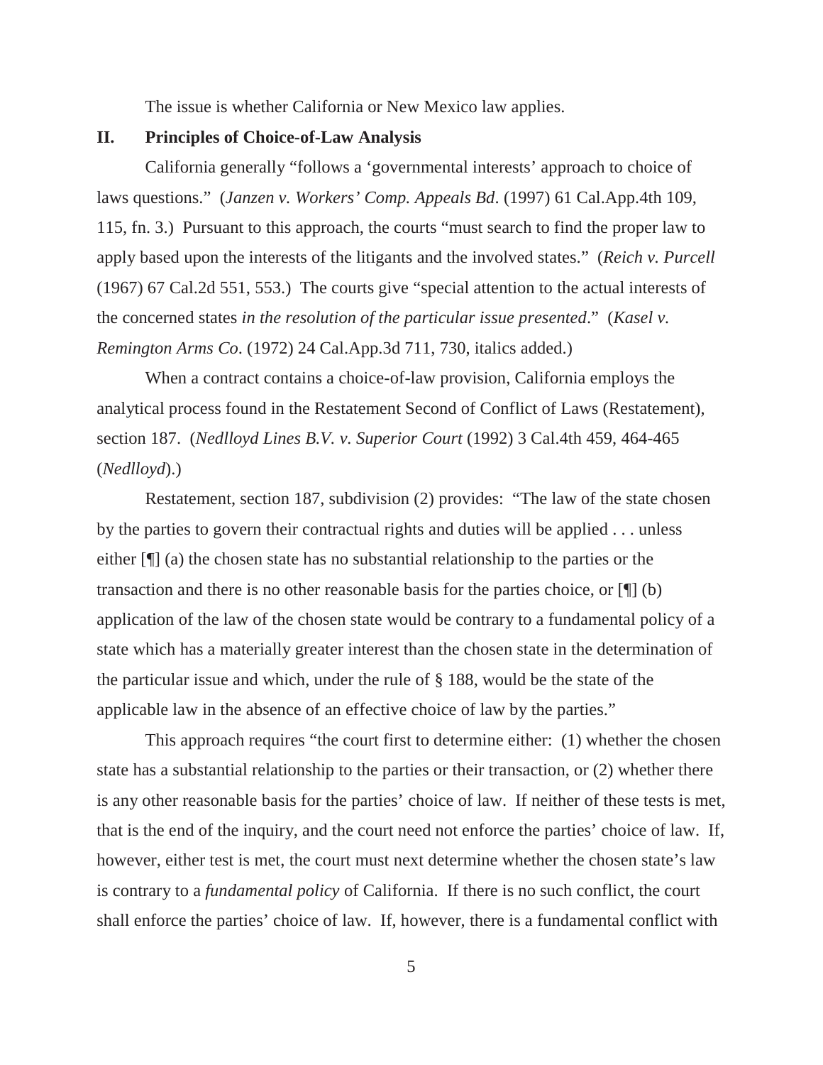The issue is whether California or New Mexico law applies.

## II. Principles of Choice-of-Law Analysis

California generally "follows a 'governmental interests' approach to choice of laws questions." (*Janzen v. Workers' Comp. Appeals Bd*. (1997) 61 Cal.App.4th 109, 115, fn. 3.) Pursuant to this approach, the courts "must search to find the proper law to apply based upon the interests of the litigants and the involved states." (*Reich v. Purcell* (1967) 67 Cal.2d 551, 553.) The courts give "special attention to the actual interests of the concerned states *in the resolution of the particular issue presented*." (*Kasel v. Remington Arms Co*. (1972) 24 Cal.App.3d 711, 730, italics added.)

When a contract contains a choice-of-law provision, California employs the analytical process found in the Restatement Second of Conflict of Laws (Restatement), section 187. (*Nedlloyd Lines B.V. v. Superior Court* (1992) 3 Cal.4th 459, 464-465 (*Nedlloyd*).)

Restatement, section 187, subdivision (2) provides: "The law of the state chosen by the parties to govern their contractual rights and duties will be applied . . . unless either [¶] (a) the chosen state has no substantial relationship to the parties or the transaction and there is no other reasonable basis for the parties choice, or [¶] (b) application of the law of the chosen state would be contrary to a fundamental policy of a state which has a materially greater interest than the chosen state in the determination of the particular issue and which, under the rule of § 188, would be the state of the applicable law in the absence of an effective choice of law by the parties."

This approach requires "the court first to determine either: (1) whether the chosen state has a substantial relationship to the parties or their transaction, or (2) whether there is any other reasonable basis for the parties' choice of law. If neither of these tests is met, that is the end of the inquiry, and the court need not enforce the parties' choice of law. If, however, either test is met, the court must next determine whether the chosen state's law is contrary to a *fundamental policy* of California. If there is no such conflict, the court shall enforce the parties' choice of law. If, however, there is a fundamental conflict with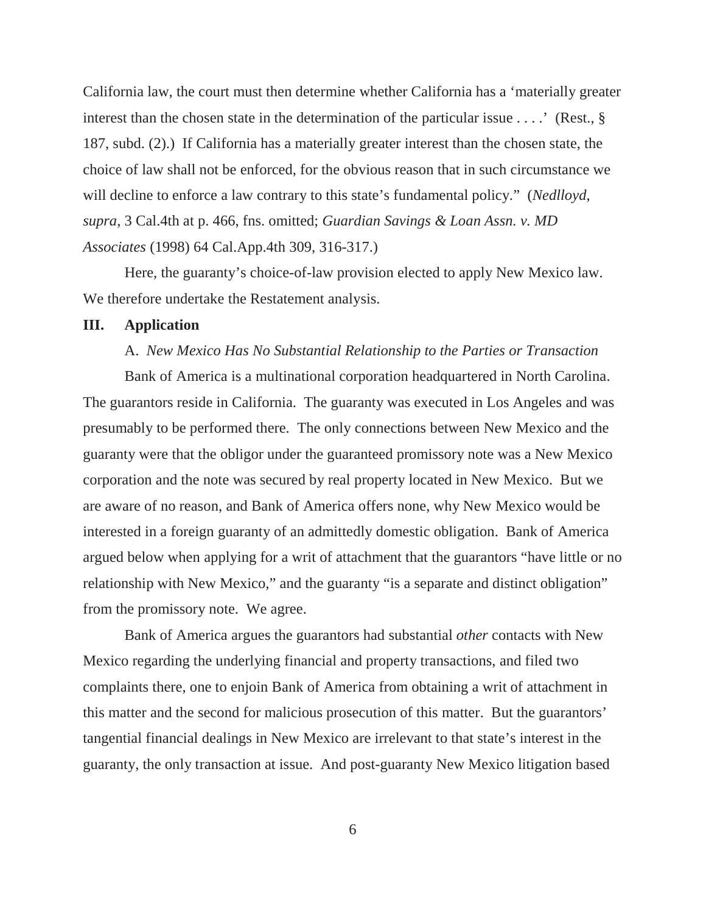California law, the court must then determine whether California has a 'materially greater interest than the chosen state in the determination of the particular issue . . . .' (Rest., § 187, subd. (2).) If California has a materially greater interest than the chosen state, the choice of law shall not be enforced, for the obvious reason that in such circumstance we will decline to enforce a law contrary to this state's fundamental policy." (*Nedlloyd*, *supra*, 3 Cal.4th at p. 466, fns. omitted; *Guardian Savings & Loan Assn. v. MD Associates* (1998) 64 Cal.App.4th 309, 316-317.)

Here, the guaranty's choice-of-law provision elected to apply New Mexico law. We therefore undertake the Restatement analysis.

## III. Application

### A. *New Mexico Has No Substantial Relationship to the Parties or Transaction*

Bank of America is a multinational corporation headquartered in North Carolina. The guarantors reside in California. The guaranty was executed in Los Angeles and was presumably to be performed there. The only connections between New Mexico and the guaranty were that the obligor under the guaranteed promissory note was a New Mexico corporation and the note was secured by real property located in New Mexico. But we are aware of no reason, and Bank of America offers none, why New Mexico would be interested in a foreign guaranty of an admittedly domestic obligation. Bank of America argued below when applying for a writ of attachment that the guarantors "have little or no relationship with New Mexico," and the guaranty "is a separate and distinct obligation" from the promissory note. We agree.

Bank of America argues the guarantors had substantial *other* contacts with New Mexico regarding the underlying financial and property transactions, and filed two complaints there, one to enjoin Bank of America from obtaining a writ of attachment in this matter and the second for malicious prosecution of this matter. But the guarantors' tangential financial dealings in New Mexico are irrelevant to that state's interest in the guaranty, the only transaction at issue. And post-guaranty New Mexico litigation based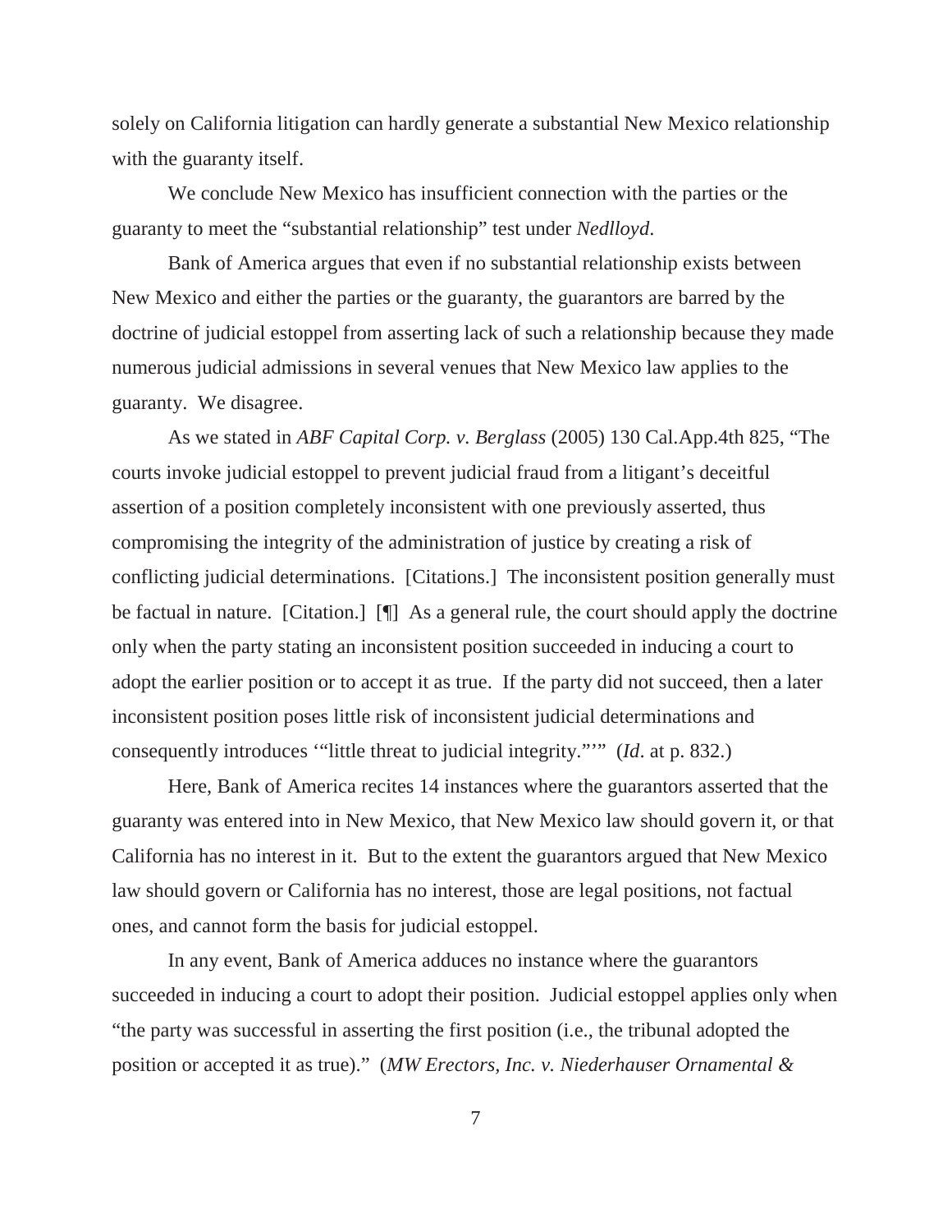solely on California litigation can hardly generate a substantial New Mexico relationship with the guaranty itself.

We conclude New Mexico has insufficient connection with the parties or the guaranty to meet the "substantial relationship" test under *Nedlloyd*.

Bank of America argues that even if no substantial relationship exists between New Mexico and either the parties or the guaranty, the guarantors are barred by the doctrine of judicial estoppel from asserting lack of such a relationship because they made numerous judicial admissions in several venues that New Mexico law applies to the guaranty. We disagree.

As we stated in *ABF Capital Corp. v. Berglass* (2005) 130 Cal.App.4th 825, "The courts invoke judicial estoppel to prevent judicial fraud from a litigant's deceitful assertion of a position completely inconsistent with one previously asserted, thus compromising the integrity of the administration of justice by creating a risk of conflicting judicial determinations. [Citations.] The inconsistent position generally must be factual in nature. [Citation.] [¶] As a general rule, the court should apply the doctrine only when the party stating an inconsistent position succeeded in inducing a court to adopt the earlier position or to accept it as true. If the party did not succeed, then a later inconsistent position poses little risk of inconsistent judicial determinations and consequently introduces '"little threat to judicial integrity."'" (*Id*. at p. 832.)

Here, Bank of America recites 14 instances where the guarantors asserted that the guaranty was entered into in New Mexico, that New Mexico law should govern it, or that California has no interest in it. But to the extent the guarantors argued that New Mexico law should govern or California has no interest, those are legal positions, not factual ones, and cannot form the basis for judicial estoppel.

In any event, Bank of America adduces no instance where the guarantors succeeded in inducing a court to adopt their position. Judicial estoppel applies only when "the party was successful in asserting the first position (i.e., the tribunal adopted the position or accepted it as true)." (*MW Erectors, Inc. v. Niederhauser Ornamental &*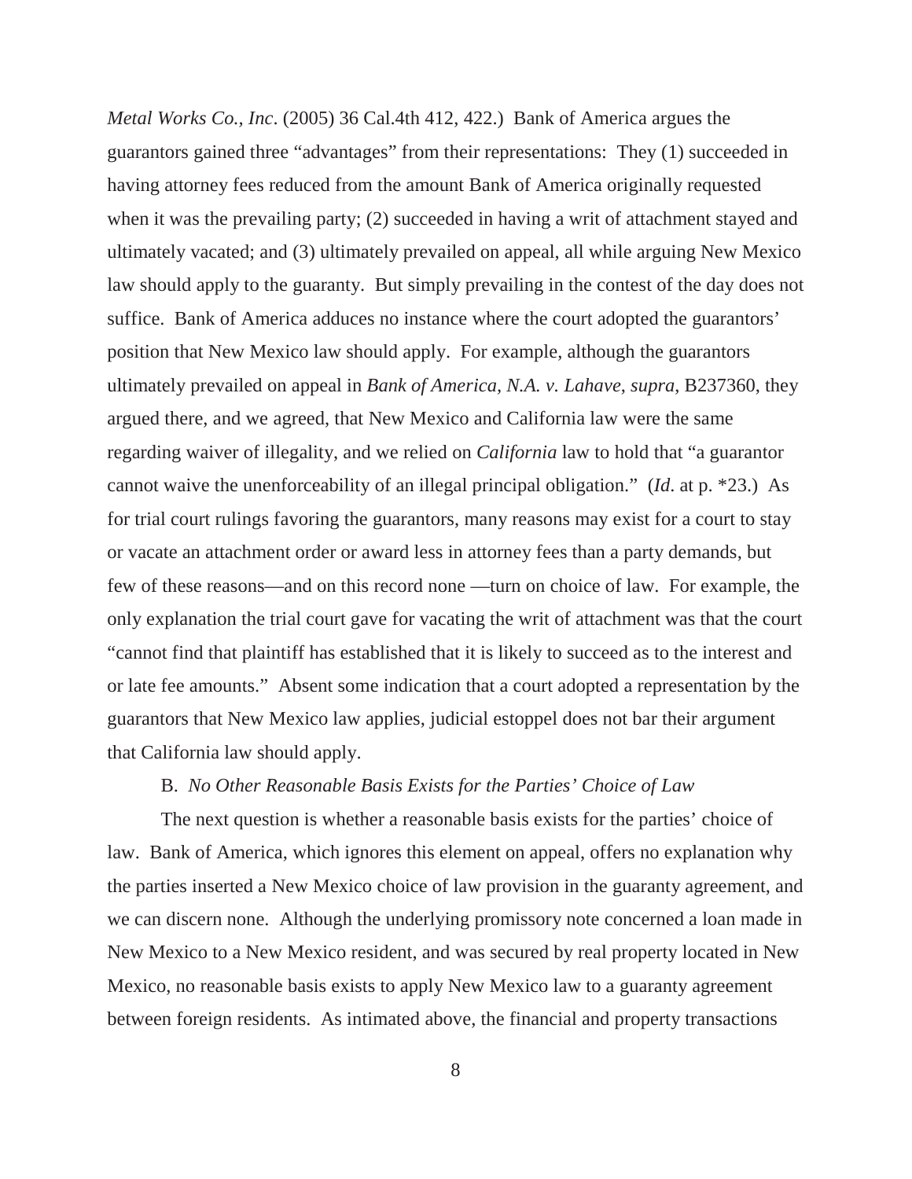*Metal Works Co., Inc*. (2005) 36 Cal.4th 412, 422.) Bank of America argues the guarantors gained three "advantages" from their representations: They (1) succeeded in having attorney fees reduced from the amount Bank of America originally requested when it was the prevailing party; (2) succeeded in having a writ of attachment stayed and ultimately vacated; and (3) ultimately prevailed on appeal, all while arguing New Mexico law should apply to the guaranty. But simply prevailing in the contest of the day does not suffice. Bank of America adduces no instance where the court adopted the guarantors' position that New Mexico law should apply. For example, although the guarantors ultimately prevailed on appeal in *Bank of America, N.A. v. Lahave*, *supra*, B237360, they argued there, and we agreed, that New Mexico and California law were the same regarding waiver of illegality, and we relied on *California* law to hold that "a guarantor cannot waive the unenforceability of an illegal principal obligation." (*Id*. at p. *23.) As for trial court rulings favoring the guarantors, many reasons may exist for a court to stay or vacate an attachment order or award less in attorney fees than a party demands, but few of these reasons—and on this record none —turn on choice of law. For example, the only explanation the trial court gave for vacating the writ of attachment was that the court "cannot find that plaintiff has established that it is likely to succeed as to the interest and or late fee amounts." Absent some indication that a court adopted a representation by the guarantors that New Mexico law applies, judicial estoppel does not bar their argument that California law should apply.

B. *No Other Reasonable Basis Exists for the Parties' Choice of Law*

The next question is whether a reasonable basis exists for the parties' choice of law. Bank of America, which ignores this element on appeal, offers no explanation why the parties inserted a New Mexico choice of law provision in the guaranty agreement, and we can discern none. Although the underlying promissory note concerned a loan made in New Mexico to a New Mexico resident, and was secured by real property located in New Mexico, no reasonable basis exists to apply New Mexico law to a guaranty agreement between foreign residents. As intimated above, the financial and property transactions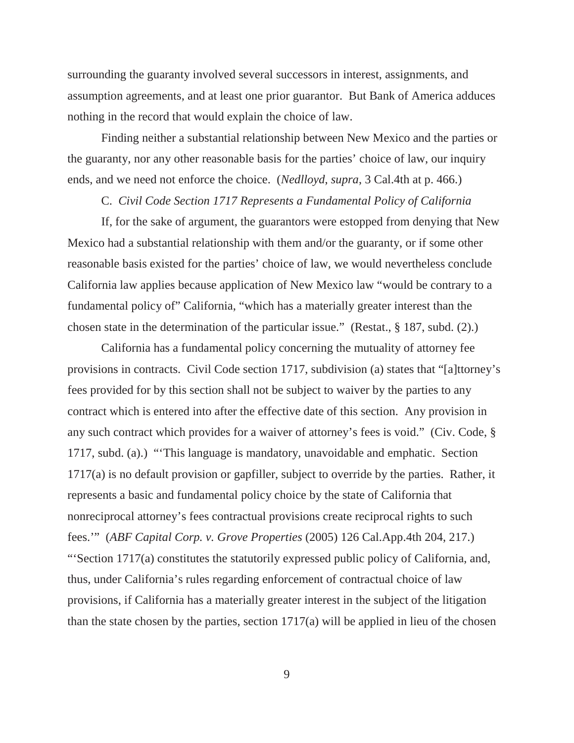surrounding the guaranty involved several successors in interest, assignments, and assumption agreements, and at least one prior guarantor. But Bank of America adduces nothing in the record that would explain the choice of law.

Finding neither a substantial relationship between New Mexico and the parties or the guaranty, nor any other reasonable basis for the parties' choice of law, our inquiry ends, and we need not enforce the choice. (*Nedlloyd*, *supra*, 3 Cal.4th at p. 466.)

### C. *Civil Code Section 1717 Represents a Fundamental Policy of California*

If, for the sake of argument, the guarantors were estopped from denying that New Mexico had a substantial relationship with them and/or the guaranty, or if some other reasonable basis existed for the parties' choice of law, we would nevertheless conclude California law applies because application of New Mexico law "would be contrary to a fundamental policy of" California, "which has a materially greater interest than the chosen state in the determination of the particular issue." (Restat., § 187, subd. (2).)

California has a fundamental policy concerning the mutuality of attorney fee provisions in contracts. Civil Code section 1717, subdivision (a) states that "[a]ttorney's fees provided for by this section shall not be subject to waiver by the parties to any contract which is entered into after the effective date of this section. Any provision in any such contract which provides for a waiver of attorney's fees is void." (Civ. Code, § 1717, subd. (a).) "'This language is mandatory, unavoidable and emphatic. Section 1717(a) is no default provision or gapfiller, subject to override by the parties. Rather, it represents a basic and fundamental policy choice by the state of California that nonreciprocal attorney's fees contractual provisions create reciprocal rights to such fees.'" (*ABF Capital Corp. v. Grove Properties* (2005) 126 Cal.App.4th 204, 217.) "'Section 1717(a) constitutes the statutorily expressed public policy of California, and, thus, under California's rules regarding enforcement of contractual choice of law provisions, if California has a materially greater interest in the subject of the litigation than the state chosen by the parties, section 1717(a) will be applied in lieu of the chosen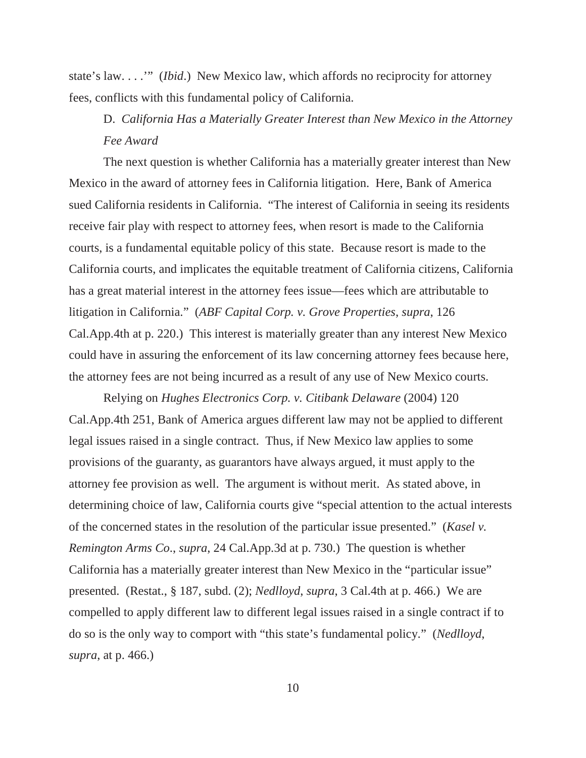state's law. . . .'" (*Ibid*.) New Mexico law, which affords no reciprocity for attorney fees, conflicts with this fundamental policy of California.

D. *California Has a Materially Greater Interest than New Mexico in the Attorney Fee Award*

The next question is whether California has a materially greater interest than New Mexico in the award of attorney fees in California litigation. Here, Bank of America sued California residents in California. "The interest of California in seeing its residents receive fair play with respect to attorney fees, when resort is made to the California courts, is a fundamental equitable policy of this state. Because resort is made to the California courts, and implicates the equitable treatment of California citizens, California has a great material interest in the attorney fees issue—fees which are attributable to litigation in California." (*ABF Capital Corp. v. Grove Properties*, *supra*, 126 Cal.App.4th at p. 220.) This interest is materially greater than any interest New Mexico could have in assuring the enforcement of its law concerning attorney fees because here, the attorney fees are not being incurred as a result of any use of New Mexico courts.

Relying on *Hughes Electronics Corp. v. Citibank Delaware* (2004) 120 Cal.App.4th 251, Bank of America argues different law may not be applied to different legal issues raised in a single contract. Thus, if New Mexico law applies to some provisions of the guaranty, as guarantors have always argued, it must apply to the attorney fee provision as well. The argument is without merit. As stated above, in determining choice of law, California courts give "special attention to the actual interests of the concerned states in the resolution of the particular issue presented." (*Kasel v. Remington Arms Co.*, *supra*, 24 Cal.App.3d at p. 730.) The question is whether California has a materially greater interest than New Mexico in the "particular issue" presented. (Restat., § 187, subd. (2); *Nedlloyd*, *supra*, 3 Cal.4th at p. 466.) We are compelled to apply different law to different legal issues raised in a single contract if to do so is the only way to comport with "this state's fundamental policy." (*Nedlloyd*, *supra*, at p. 466.)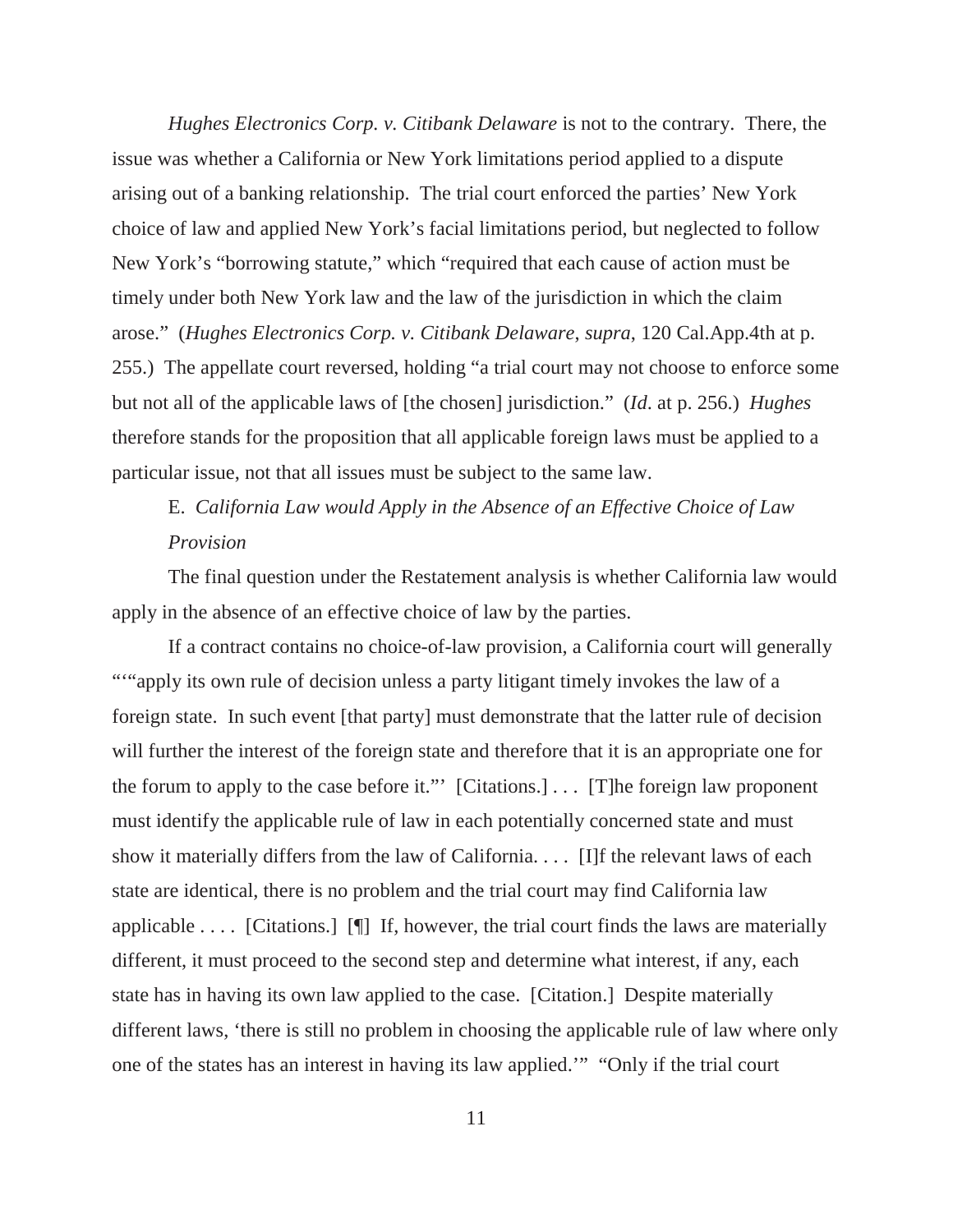*Hughes Electronics Corp. v. Citibank Delaware* is not to the contrary. There, the issue was whether a California or New York limitations period applied to a dispute arising out of a banking relationship. The trial court enforced the parties' New York choice of law and applied New York's facial limitations period, but neglected to follow New York's "borrowing statute," which "required that each cause of action must be timely under both New York law and the law of the jurisdiction in which the claim arose." (*Hughes Electronics Corp. v. Citibank Delaware*, *supra*, 120 Cal.App.4th at p. 255.) The appellate court reversed, holding "a trial court may not choose to enforce some but not all of the applicable laws of [the chosen] jurisdiction." (*Id*. at p. 256.) *Hughes* therefore stands for the proposition that all applicable foreign laws must be applied to a particular issue, not that all issues must be subject to the same law.

E. *California Law would Apply in the Absence of an Effective Choice of Law Provision*

The final question under the Restatement analysis is whether California law would apply in the absence of an effective choice of law by the parties.

If a contract contains no choice-of-law provision, a California court will generally "'"apply its own rule of decision unless a party litigant timely invokes the law of a foreign state. In such event [that party] must demonstrate that the latter rule of decision will further the interest of the foreign state and therefore that it is an appropriate one for the forum to apply to the case before it."' [Citations.] . . . [T]he foreign law proponent must identify the applicable rule of law in each potentially concerned state and must show it materially differs from the law of California. . . . [I]f the relevant laws of each state are identical, there is no problem and the trial court may find California law applicable . . . . [Citations.] [¶] If, however, the trial court finds the laws are materially different, it must proceed to the second step and determine what interest, if any, each state has in having its own law applied to the case. [Citation.] Despite materially different laws, 'there is still no problem in choosing the applicable rule of law where only one of the states has an interest in having its law applied.'" "Only if the trial court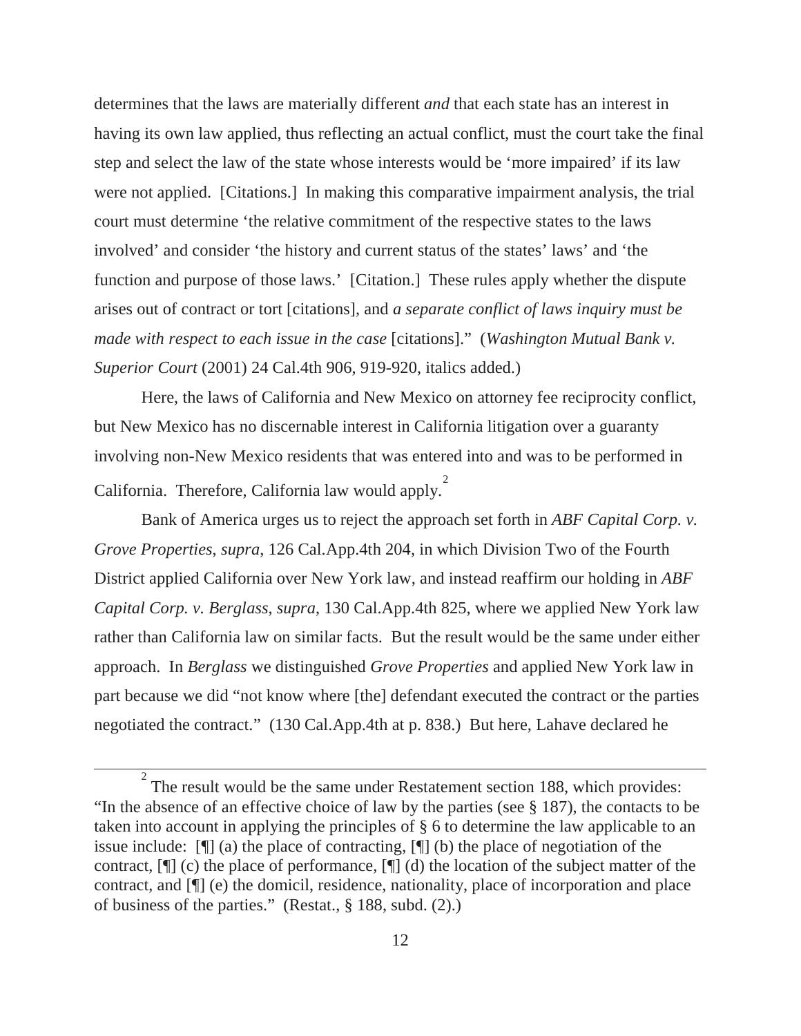determines that the laws are materially different *and* that each state has an interest in having its own law applied, thus reflecting an actual conflict, must the court take the final step and select the law of the state whose interests would be 'more impaired' if its law were not applied. [Citations.] In making this comparative impairment analysis, the trial court must determine 'the relative commitment of the respective states to the laws involved' and consider 'the history and current status of the states' laws' and 'the function and purpose of those laws.' [Citation.] These rules apply whether the dispute arises out of contract or tort [citations], and *a separate conflict of laws inquiry must be made with respect to each issue in the case* [citations]." (*Washington Mutual Bank v. Superior Court* (2001) 24 Cal.4th 906, 919-920, italics added.)

Here, the laws of California and New Mexico on attorney fee reciprocity conflict, but New Mexico has no discernable interest in California litigation over a guaranty involving non-New Mexico residents that was entered into and was to be performed in California. Therefore, California law would apply.[2]

Bank of America urges us to reject the approach set forth in *ABF Capital Corp. v. Grove Properties*, *supra*, 126 Cal.App.4th 204, in which Division Two of the Fourth District applied California over New York law, and instead reaffirm our holding in *ABF Capital Corp. v. Berglass*, *supra*, 130 Cal.App.4th 825, where we applied New York law rather than California law on similar facts. But the result would be the same under either approach. In *Berglass* we distinguished *Grove Properties* and applied New York law in part because we did "not know where [the] defendant executed the contract or the parties negotiated the contract." (130 Cal.App.4th at p. 838.) But here, Lahave declared he

---

[2] The result would be the same under Restatement section 188, which provides: "In the absence of an effective choice of law by the parties (see § 187), the contacts to be taken into account in applying the principles of § 6 to determine the law applicable to an issue include: [¶] (a) the place of contracting, [¶] (b) the place of negotiation of the contract, [¶] (c) the place of performance, [¶] (d) the location of the subject matter of the contract, and [¶] (e) the domicil, residence, nationality, place of incorporation and place of business of the parties." (Restat., § 188, subd. (2).)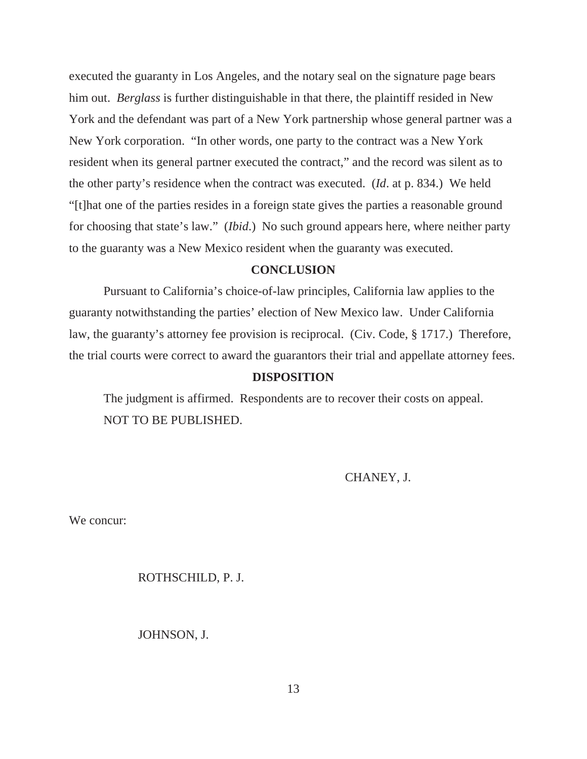executed the guaranty in Los Angeles, and the notary seal on the signature page bears him out. *Berglass* is further distinguishable in that there, the plaintiff resided in New York and the defendant was part of a New York partnership whose general partner was a New York corporation. "In other words, one party to the contract was a New York resident when its general partner executed the contract," and the record was silent as to the other party's residence when the contract was executed. (*Id*. at p. 834.) We held "[t]hat one of the parties resides in a foreign state gives the parties a reasonable ground for choosing that state's law." (*Ibid*.) No such ground appears here, where neither party to the guaranty was a New Mexico resident when the guaranty was executed.

**CONCLUSION**

Pursuant to California's choice-of-law principles, California law applies to the guaranty notwithstanding the parties' election of New Mexico law. Under California law, the guaranty's attorney fee provision is reciprocal. (Civ. Code, § 1717.) Therefore, the trial courts were correct to award the guarantors their trial and appellate attorney fees.

**DISPOSITION**

The judgment is affirmed. Respondents are to recover their costs on appeal.

NOT TO BE PUBLISHED.

CHANEY, J.

We concur:

ROTHSCHILD, P. J.

JOHNSON, J.